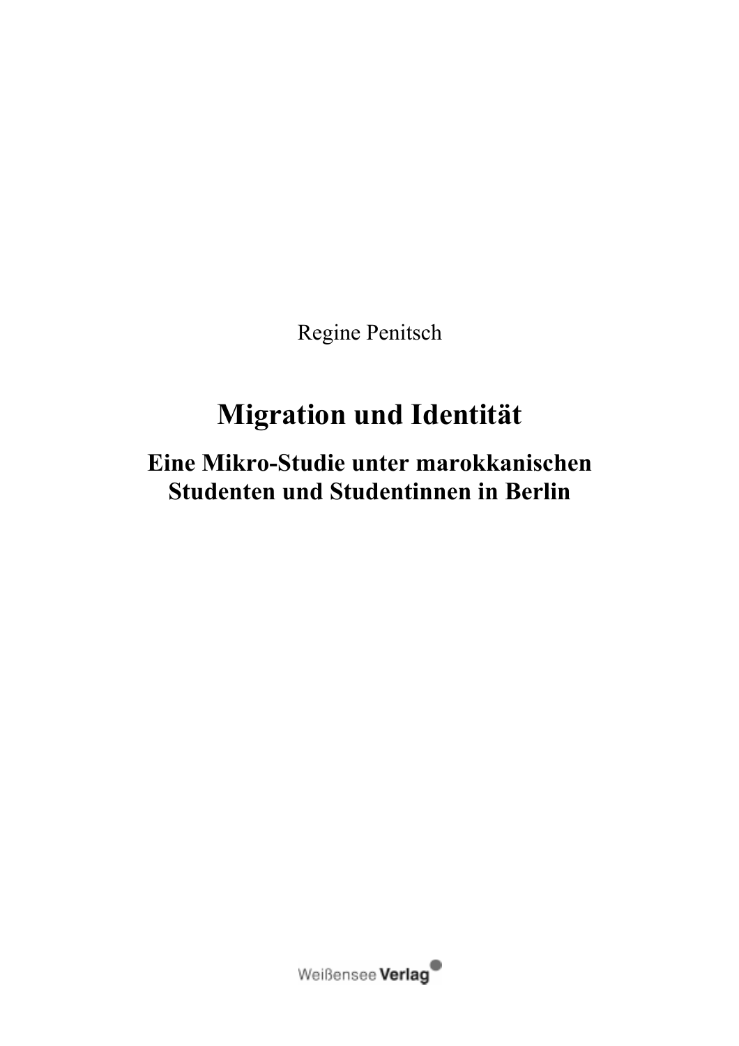Regine Penitsch

# Migration und Identität

## Eine Mikro-Studie unter marokkanischen Studenten und Studentinnen in Berlin

Weißensee Verlag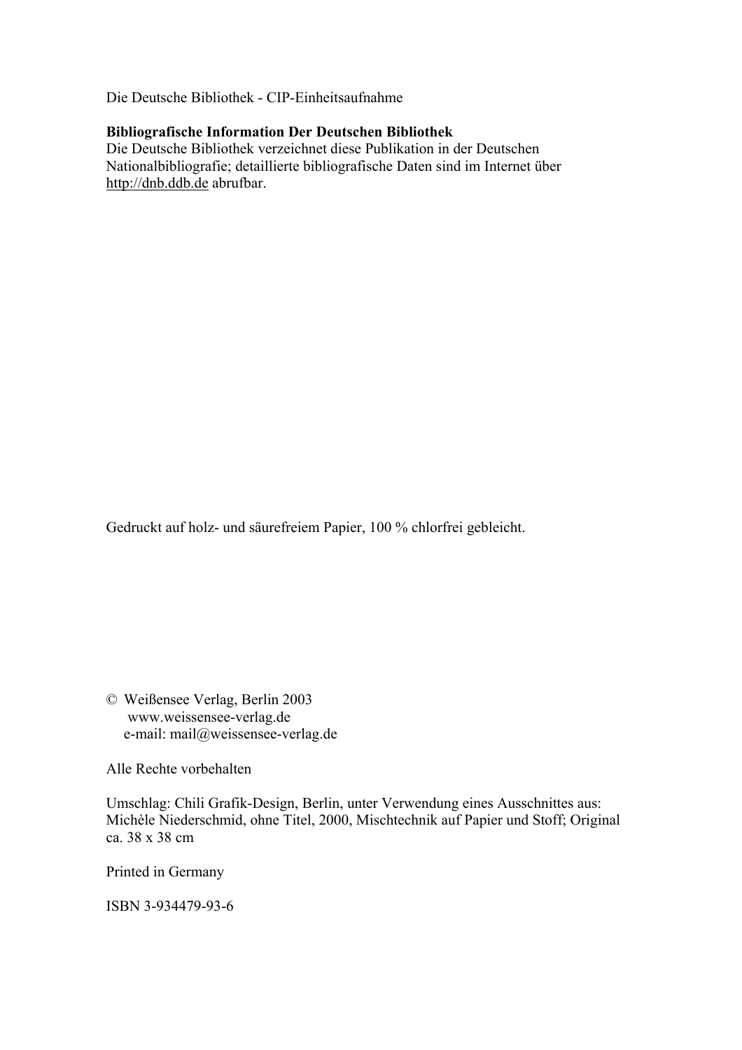Die Deutsche Bibliothek - CIP-Einheitsaufnahme

**Bibliografische Information Der Deutschen Bibliothek**
Die Deutsche Bibliothek verzeichnet diese Publikation in der Deutschen Nationalbibliografie; detaillierte bibliografische Daten sind im Internet über http://dnb.ddb.de abrufbar.

Gedruckt auf holz- und säurefreiem Papier, 100 % chlorfrei gebleicht.

© Weißensee Verlag, Berlin 2003
www.weissensee-verlag.de
e-mail: mail@weissensee-verlag.de

Alle Rechte vorbehalten

Umschlag: Chili Grafik-Design, Berlin, unter Verwendung eines Ausschnittes aus: Michèle Niederschmid, ohne Titel, 2000, Mischtechnik auf Papier und Stoff; Original ca. 38 x 38 cm

Printed in Germany

ISBN 3-934479-93-6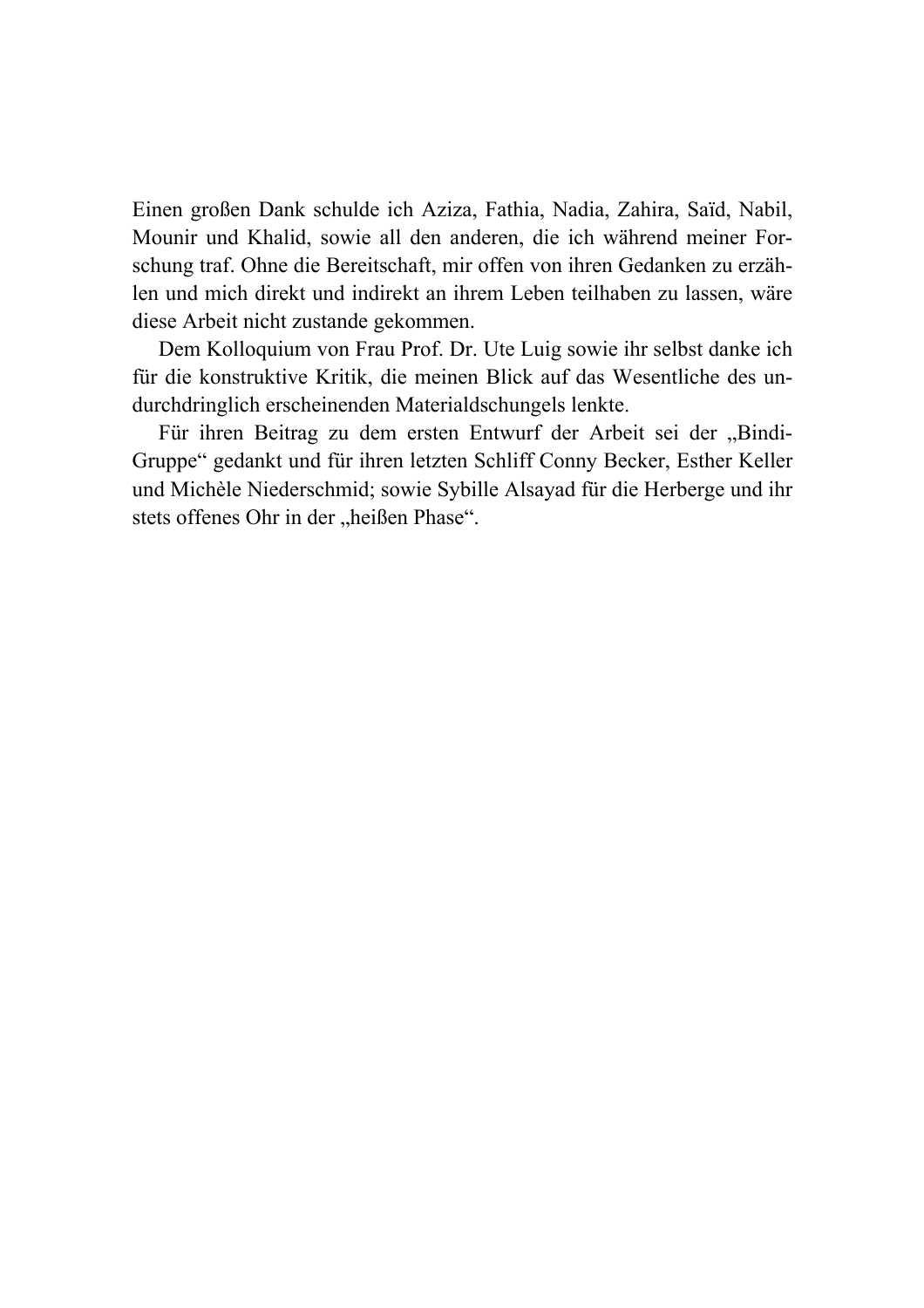Einen großen Dank schulde ich Aziza, Fathia, Nadia, Zahira, Saïd, Nabil, Mounir und Khalid, sowie all den anderen, die ich während meiner Forschung traf. Ohne die Bereitschaft, mir offen von ihren Gedanken zu erzählen und mich direkt und indirekt an ihrem Leben teilhaben zu lassen, wäre diese Arbeit nicht zustande gekommen.

Dem Kolloquium von Frau Prof. Dr. Ute Luig sowie ihr selbst danke ich für die konstruktive Kritik, die meinen Blick auf das Wesentliche des undurchdringlich erscheinenden Materialdschungels lenkte.

Für ihren Beitrag zu dem ersten Entwurf der Arbeit sei der „Bindi-Gruppe" gedankt und für ihren letzten Schliff Conny Becker, Esther Keller und Michèle Niederschmid; sowie Sybille Alsayad für die Herberge und ihr stets offenes Ohr in der „heißen Phase".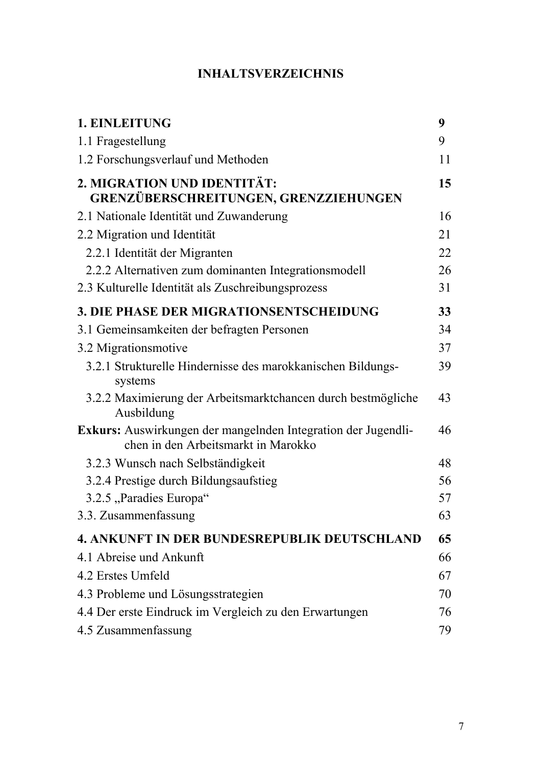# INHALTSVERZEICHNIS

| | |
|---|---|
| **1. EINLEITUNG** | **9** |
| 1.1 Fragestellung | 9 |
| 1.2 Forschungsverlauf und Methoden | 11 |
| **2. MIGRATION UND IDENTITÄT: GRENZÜBERSCHREITUNGEN, GRENZZIEHUNGEN** | **15** |
| 2.1 Nationale Identität und Zuwanderung | 16 |
| 2.2 Migration und Identität | 21 |
| 2.2.1 Identität der Migranten | 22 |
| 2.2.2 Alternativen zum dominanten Integrationsmodell | 26 |
| 2.3 Kulturelle Identität als Zuschreibungsprozess | 31 |
| **3. DIE PHASE DER MIGRATIONSENTSCHEIDUNG** | **33** |
| 3.1 Gemeinsamkeiten der befragten Personen | 34 |
| 3.2 Migrationsmotive | 37 |
| 3.2.1 Strukturelle Hindernisse des marokkanischen Bildungssystems | 39 |
| 3.2.2 Maximierung der Arbeitsmarktchancen durch bestmögliche Ausbildung | 43 |
| **Exkurs:** Auswirkungen der mangelnden Integration der Jugendlichen in den Arbeitsmarkt in Marokko | 46 |
| 3.2.3 Wunsch nach Selbständigkeit | 48 |
| 3.2.4 Prestige durch Bildungsaufstieg | 56 |
| 3.2.5 „Paradies Europa“ | 57 |
| 3.3. Zusammenfassung | 63 |
| **4. ANKUNFT IN DER BUNDESREPUBLIK DEUTSCHLAND** | **65** |
| 4.1 Abreise und Ankunft | 66 |
| 4.2 Erstes Umfeld | 67 |
| 4.3 Probleme und Lösungsstrategien | 70 |
| 4.4 Der erste Eindruck im Vergleich zu den Erwartungen | 76 |
| 4.5 Zusammenfassung | 79 |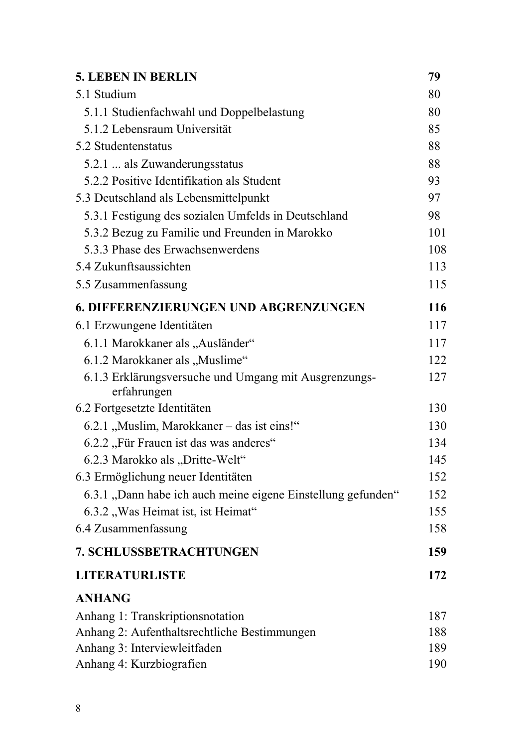| | |
|---|---|
| **5. LEBEN IN BERLIN** | **79** |
| 5.1 Studium | 80 |
| 5.1.1 Studienfachwahl und Doppelbelastung | 80 |
| 5.1.2 Lebensraum Universität | 85 |
| 5.2 Studentenstatus | 88 |
| 5.2.1 ... als Zuwanderungsstatus | 88 |
| 5.2.2 Positive Identifikation als Student | 93 |
| 5.3 Deutschland als Lebensmittelpunkt | 97 |
| 5.3.1 Festigung des sozialen Umfelds in Deutschland | 98 |
| 5.3.2 Bezug zu Familie und Freunden in Marokko | 101 |
| 5.3.3 Phase des Erwachsenwerdens | 108 |
| 5.4 Zukunftsaussichten | 113 |
| 5.5 Zusammenfassung | 115 |
| **6. DIFFERENZIERUNGEN UND ABGRENZUNGEN** | **116** |
| 6.1 Erzwungene Identitäten | 117 |
| 6.1.1 Marokkaner als „Ausländer“ | 117 |
| 6.1.2 Marokkaner als „Muslime“ | 122 |
| 6.1.3 Erklärungsversuche und Umgang mit Ausgrenzungserfahrungen | 127 |
| 6.2 Fortgesetzte Identitäten | 130 |
| 6.2.1 „Muslim, Marokkaner – das ist eins!“ | 130 |
| 6.2.2 „Für Frauen ist das was anderes“ | 134 |
| 6.2.3 Marokko als „Dritte-Welt“ | 145 |
| 6.3 Ermöglichung neuer Identitäten | 152 |
| 6.3.1 „Dann habe ich auch meine eigene Einstellung gefunden“ | 152 |
| 6.3.2 „Was Heimat ist, ist Heimat“ | 155 |
| 6.4 Zusammenfassung | 158 |
| **7. SCHLUSSBETRACHTUNGEN** | **159** |
| **LITERATURLISTE** | **172** |
| **ANHANG** | |
| Anhang 1: Transkriptionsnotation | 187 |
| Anhang 2: Aufenthaltsrechtliche Bestimmungen | 188 |
| Anhang 3: Interviewleitfaden | 189 |
| Anhang 4: Kurzbiografien | 190 |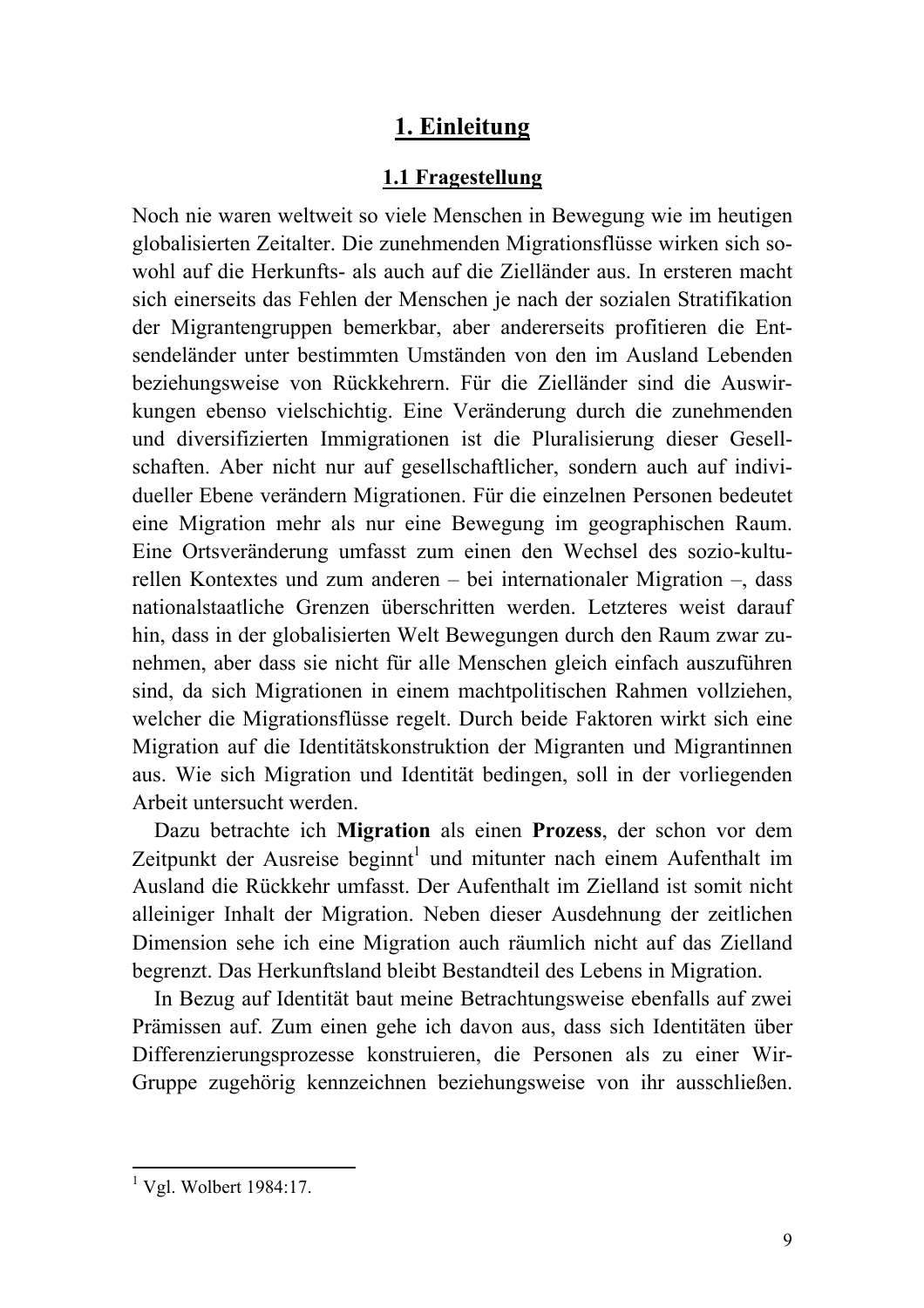# 1. Einleitung

## 1.1 Fragestellung

Noch nie waren weltweit so viele Menschen in Bewegung wie im heutigen globalisierten Zeitalter. Die zunehmenden Migrationsflüsse wirken sich sowohl auf die Herkunfts- als auch auf die Zielländer aus. In ersteren macht sich einerseits das Fehlen der Menschen je nach der sozialen Stratifikation der Migrantengruppen bemerkbar, aber andererseits profitieren die Entsendeländer unter bestimmten Umständen von den im Ausland Lebenden beziehungsweise von Rückkehrern. Für die Zielländer sind die Auswirkungen ebenso vielschichtig. Eine Veränderung durch die zunehmenden und diversifizierten Immigrationen ist die Pluralisierung dieser Gesellschaften. Aber nicht nur auf gesellschaftlicher, sondern auch auf individueller Ebene verändern Migrationen. Für die einzelnen Personen bedeutet eine Migration mehr als nur eine Bewegung im geographischen Raum. Eine Ortsveränderung umfasst zum einen den Wechsel des sozio-kulturellen Kontextes und zum anderen – bei internationaler Migration –, dass nationalstaatliche Grenzen überschritten werden. Letzteres weist darauf hin, dass in der globalisierten Welt Bewegungen durch den Raum zwar zunehmen, aber dass sie nicht für alle Menschen gleich einfach auszuführen sind, da sich Migrationen in einem machtpolitischen Rahmen vollziehen, welcher die Migrationsflüsse regelt. Durch beide Faktoren wirkt sich eine Migration auf die Identitätskonstruktion der Migranten und Migrantinnen aus. Wie sich Migration und Identität bedingen, soll in der vorliegenden Arbeit untersucht werden.

Dazu betrachte ich **Migration** als einen **Prozess**, der schon vor dem Zeitpunkt der Ausreise beginnt[1] und mitunter nach einem Aufenthalt im Ausland die Rückkehr umfasst. Der Aufenthalt im Zielland ist somit nicht alleiniger Inhalt der Migration. Neben dieser Ausdehnung der zeitlichen Dimension sehe ich eine Migration auch räumlich nicht auf das Zielland begrenzt. Das Herkunftsland bleibt Bestandteil des Lebens in Migration.

In Bezug auf Identität baut meine Betrachtungsweise ebenfalls auf zwei Prämissen auf. Zum einen gehe ich davon aus, dass sich Identitäten über Differenzierungsprozesse konstruieren, die Personen als zu einer Wir-Gruppe zugehörig kennzeichnen beziehungsweise von ihr ausschließen.

---

[1] Vgl. Wolbert 1984:17.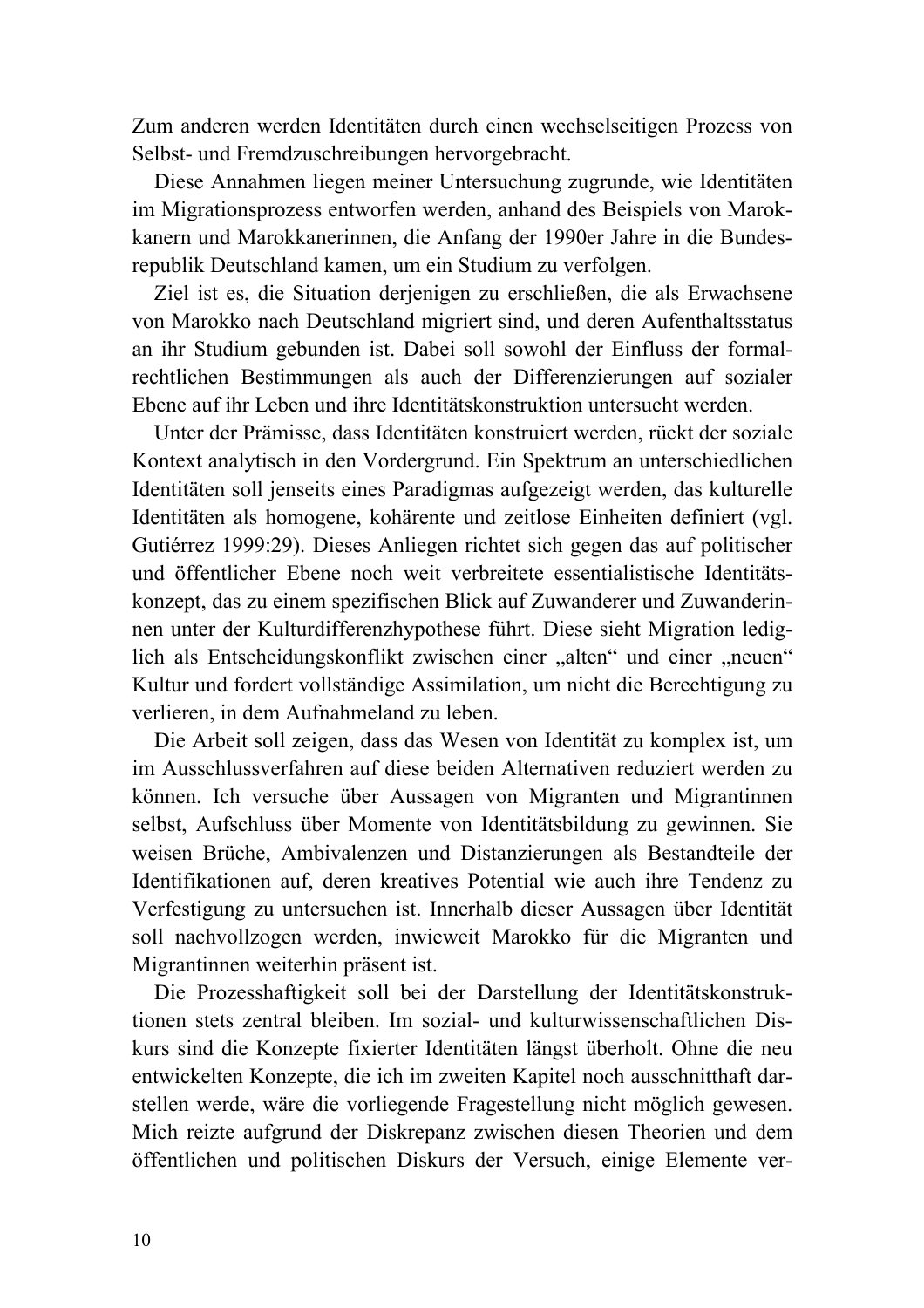Zum anderen werden Identitäten durch einen wechselseitigen Prozess von Selbst- und Fremdzuschreibungen hervorgebracht.

Diese Annahmen liegen meiner Untersuchung zugrunde, wie Identitäten im Migrationsprozess entworfen werden, anhand des Beispiels von Marokkanern und Marokkanerinnen, die Anfang der 1990er Jahre in die Bundesrepublik Deutschland kamen, um ein Studium zu verfolgen.

Ziel ist es, die Situation derjenigen zu erschließen, die als Erwachsene von Marokko nach Deutschland migriert sind, und deren Aufenthaltsstatus an ihr Studium gebunden ist. Dabei soll sowohl der Einfluss der formalrechtlichen Bestimmungen als auch der Differenzierungen auf sozialer Ebene auf ihr Leben und ihre Identitätskonstruktion untersucht werden.

Unter der Prämisse, dass Identitäten konstruiert werden, rückt der soziale Kontext analytisch in den Vordergrund. Ein Spektrum an unterschiedlichen Identitäten soll jenseits eines Paradigmas aufgezeigt werden, das kulturelle Identitäten als homogene, kohärente und zeitlose Einheiten definiert (vgl. Gutiérrez 1999:29). Dieses Anliegen richtet sich gegen das auf politischer und öffentlicher Ebene noch weit verbreitete essentialistische Identitätskonzept, das zu einem spezifischen Blick auf Zuwanderer und Zuwanderinnen unter der Kulturdifferenzhypothese führt. Diese sieht Migration lediglich als Entscheidungskonflikt zwischen einer „alten" und einer „neuen" Kultur und fordert vollständige Assimilation, um nicht die Berechtigung zu verlieren, in dem Aufnahmeland zu leben.

Die Arbeit soll zeigen, dass das Wesen von Identität zu komplex ist, um im Ausschlussverfahren auf diese beiden Alternativen reduziert werden zu können. Ich versuche über Aussagen von Migranten und Migrantinnen selbst, Aufschluss über Momente von Identitätsbildung zu gewinnen. Sie weisen Brüche, Ambivalenzen und Distanzierungen als Bestandteile der Identifikationen auf, deren kreatives Potential wie auch ihre Tendenz zu Verfestigung zu untersuchen ist. Innerhalb dieser Aussagen über Identität soll nachvollzogen werden, inwieweit Marokko für die Migranten und Migrantinnen weiterhin präsent ist.

Die Prozesshaftigkeit soll bei der Darstellung der Identitätskonstruktionen stets zentral bleiben. Im sozial- und kulturwissenschaftlichen Diskurs sind die Konzepte fixierter Identitäten längst überholt. Ohne die neu entwickelten Konzepte, die ich im zweiten Kapitel noch ausschnitthaft darstellen werde, wäre die vorliegende Fragestellung nicht möglich gewesen. Mich reizte aufgrund der Diskrepanz zwischen diesen Theorien und dem öffentlichen und politischen Diskurs der Versuch, einige Elemente ver-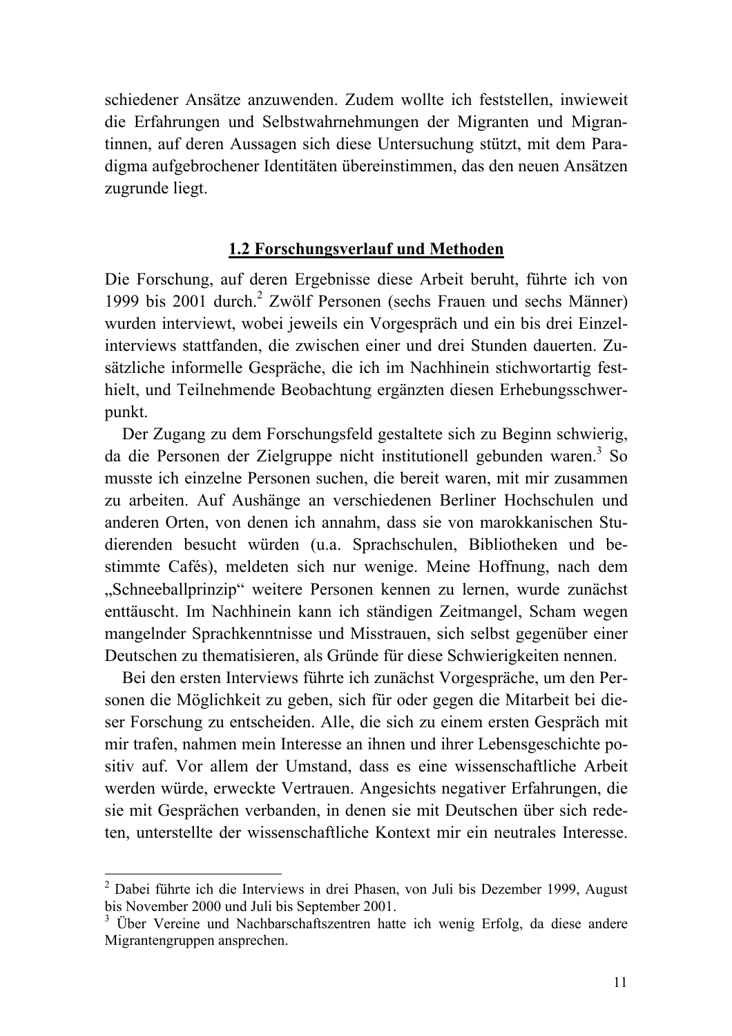schiedener Ansätze anzuwenden. Zudem wollte ich feststellen, inwieweit die Erfahrungen und Selbstwahrnehmungen der Migranten und Migrantinnen, auf deren Aussagen sich diese Untersuchung stützt, mit dem Paradigma aufgebrochener Identitäten übereinstimmen, das den neuen Ansätzen zugrunde liegt.

## 1.2 Forschungsverlauf und Methoden

Die Forschung, auf deren Ergebnisse diese Arbeit beruht, führte ich von 1999 bis 2001 durch.[2] Zwölf Personen (sechs Frauen und sechs Männer) wurden interviewt, wobei jeweils ein Vorgespräch und ein bis drei Einzelinterviews stattfanden, die zwischen einer und drei Stunden dauerten. Zusätzliche informelle Gespräche, die ich im Nachhinein stichwortartig festhielt, und Teilnehmende Beobachtung ergänzten diesen Erhebungsschwerpunkt.

Der Zugang zu dem Forschungsfeld gestaltete sich zu Beginn schwierig, da die Personen der Zielgruppe nicht institutionell gebunden waren.[3] So musste ich einzelne Personen suchen, die bereit waren, mit mir zusammen zu arbeiten. Auf Aushänge an verschiedenen Berliner Hochschulen und anderen Orten, von denen ich annahm, dass sie von marokkanischen Studierenden besucht würden (u.a. Sprachschulen, Bibliotheken und bestimmte Cafés), meldeten sich nur wenige. Meine Hoffnung, nach dem „Schneeballprinzip" weitere Personen kennen zu lernen, wurde zunächst enttäuscht. Im Nachhinein kann ich ständigen Zeitmangel, Scham wegen mangelnder Sprachkenntnisse und Misstrauen, sich selbst gegenüber einer Deutschen zu thematisieren, als Gründe für diese Schwierigkeiten nennen.

Bei den ersten Interviews führte ich zunächst Vorgespräche, um den Personen die Möglichkeit zu geben, sich für oder gegen die Mitarbeit bei dieser Forschung zu entscheiden. Alle, die sich zu einem ersten Gespräch mit mir trafen, nahmen mein Interesse an ihnen und ihrer Lebensgeschichte positiv auf. Vor allem der Umstand, dass es eine wissenschaftliche Arbeit werden würde, erweckte Vertrauen. Angesichts negativer Erfahrungen, die sie mit Gesprächen verbanden, in denen sie mit Deutschen über sich redeten, unterstellte der wissenschaftliche Kontext mir ein neutrales Interesse.

---

[2] Dabei führte ich die Interviews in drei Phasen, von Juli bis Dezember 1999, August bis November 2000 und Juli bis September 2001.

[3] Über Vereine und Nachbarschaftszentren hatte ich wenig Erfolg, da diese andere Migrantengruppen ansprechen.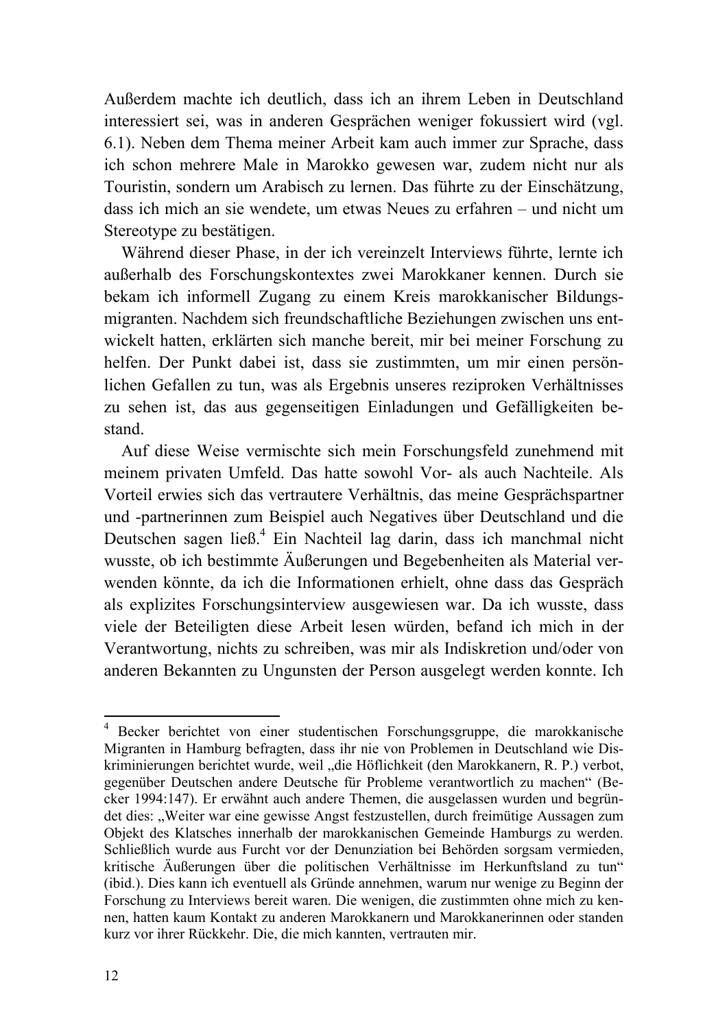Außerdem machte ich deutlich, dass ich an ihrem Leben in Deutschland interessiert sei, was in anderen Gesprächen weniger fokussiert wird (vgl. 6.1). Neben dem Thema meiner Arbeit kam auch immer zur Sprache, dass ich schon mehrere Male in Marokko gewesen war, zudem nicht nur als Touristin, sondern um Arabisch zu lernen. Das führte zu der Einschätzung, dass ich mich an sie wendete, um etwas Neues zu erfahren – und nicht um Stereotype zu bestätigen.

Während dieser Phase, in der ich vereinzelt Interviews führte, lernte ich außerhalb des Forschungskontextes zwei Marokkaner kennen. Durch sie bekam ich informell Zugang zu einem Kreis marokkanischer Bildungsmigranten. Nachdem sich freundschaftliche Beziehungen zwischen uns entwickelt hatten, erklärten sich manche bereit, mir bei meiner Forschung zu helfen. Der Punkt dabei ist, dass sie zustimmten, um mir einen persönlichen Gefallen zu tun, was als Ergebnis unseres reziproken Verhältnisses zu sehen ist, das aus gegenseitigen Einladungen und Gefälligkeiten bestand.

Auf diese Weise vermischte sich mein Forschungsfeld zunehmend mit meinem privaten Umfeld. Das hatte sowohl Vor- als auch Nachteile. Als Vorteil erwies sich das vertrautere Verhältnis, das meine Gesprächspartner und -partnerinnen zum Beispiel auch Negatives über Deutschland und die Deutschen sagen ließ.[4] Ein Nachteil lag darin, dass ich manchmal nicht wusste, ob ich bestimmte Äußerungen und Begebenheiten als Material verwenden könnte, da ich die Informationen erhielt, ohne dass das Gespräch als explizites Forschungsinterview ausgewiesen war. Da ich wusste, dass viele der Beteiligten diese Arbeit lesen würden, befand ich mich in der Verantwortung, nichts zu schreiben, was mir als Indiskretion und/oder von anderen Bekannten zu Ungunsten der Person ausgelegt werden konnte. Ich

---

[4] Becker berichtet von einer studentischen Forschungsgruppe, die marokkanische Migranten in Hamburg befragten, dass ihr nie von Problemen in Deutschland wie Diskriminierungen berichtet wurde, weil „die Höflichkeit (den Marokkanern, R. P.) verbot, gegenüber Deutschen andere Deutsche für Probleme verantwortlich zu machen“ (Becker 1994:147). Er erwähnt auch andere Themen, die ausgelassen wurden und begründet dies: „Weiter war eine gewisse Angst festzustellen, durch freimütige Aussagen zum Objekt des Klatsches innerhalb der marokkanischen Gemeinde Hamburgs zu werden. Schließlich wurde aus Furcht vor der Denunziation bei Behörden sorgsam vermieden, kritische Äußerungen über die politischen Verhältnisse im Herkunftsland zu tun“ (ibid.). Dies kann ich eventuell als Gründe annehmen, warum nur wenige zu Beginn der Forschung zu Interviews bereit waren. Die wenigen, die zustimmten ohne mich zu kennen, hatten kaum Kontakt zu anderen Marokkanern und Marokkanerinnen oder standen kurz vor ihrer Rückkehr. Die, die mich kannten, vertrauten mir.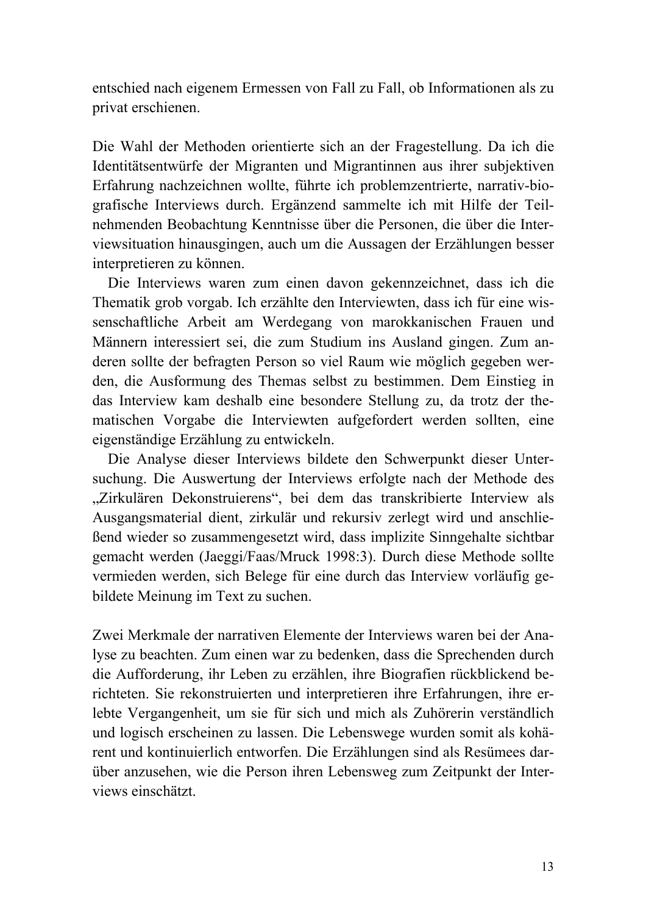entschied nach eigenem Ermessen von Fall zu Fall, ob Informationen als zu privat erschienen.

Die Wahl der Methoden orientierte sich an der Fragestellung. Da ich die Identitätsentwürfe der Migranten und Migrantinnen aus ihrer subjektiven Erfahrung nachzeichnen wollte, führte ich problemzentrierte, narrativ-biografische Interviews durch. Ergänzend sammelte ich mit Hilfe der Teilnehmenden Beobachtung Kenntnisse über die Personen, die über die Interviewsituation hinausgingen, auch um die Aussagen der Erzählungen besser interpretieren zu können.

Die Interviews waren zum einen davon gekennzeichnet, dass ich die Thematik grob vorgab. Ich erzählte den Interviewten, dass ich für eine wissenschaftliche Arbeit am Werdegang von marokkanischen Frauen und Männern interessiert sei, die zum Studium ins Ausland gingen. Zum anderen sollte der befragten Person so viel Raum wie möglich gegeben werden, die Ausformung des Themas selbst zu bestimmen. Dem Einstieg in das Interview kam deshalb eine besondere Stellung zu, da trotz der thematischen Vorgabe die Interviewten aufgefordert werden sollten, eine eigenständige Erzählung zu entwickeln.

Die Analyse dieser Interviews bildete den Schwerpunkt dieser Untersuchung. Die Auswertung der Interviews erfolgte nach der Methode des „Zirkulären Dekonstruierens", bei dem das transkribierte Interview als Ausgangsmaterial dient, zirkulär und rekursiv zerlegt wird und anschließend wieder so zusammengesetzt wird, dass implizite Sinngehalte sichtbar gemacht werden (Jaeggi/Faas/Mruck 1998:3). Durch diese Methode sollte vermieden werden, sich Belege für eine durch das Interview vorläufig gebildete Meinung im Text zu suchen.

Zwei Merkmale der narrativen Elemente der Interviews waren bei der Analyse zu beachten. Zum einen war zu bedenken, dass die Sprechenden durch die Aufforderung, ihr Leben zu erzählen, ihre Biografien rückblickend berichteten. Sie rekonstruierten und interpretieren ihre Erfahrungen, ihre erlebte Vergangenheit, um sie für sich und mich als Zuhörerin verständlich und logisch erscheinen zu lassen. Die Lebenswege wurden somit als kohärent und kontinuierlich entworfen. Die Erzählungen sind als Resümees darüber anzusehen, wie die Person ihren Lebensweg zum Zeitpunkt der Interviews einschätzt.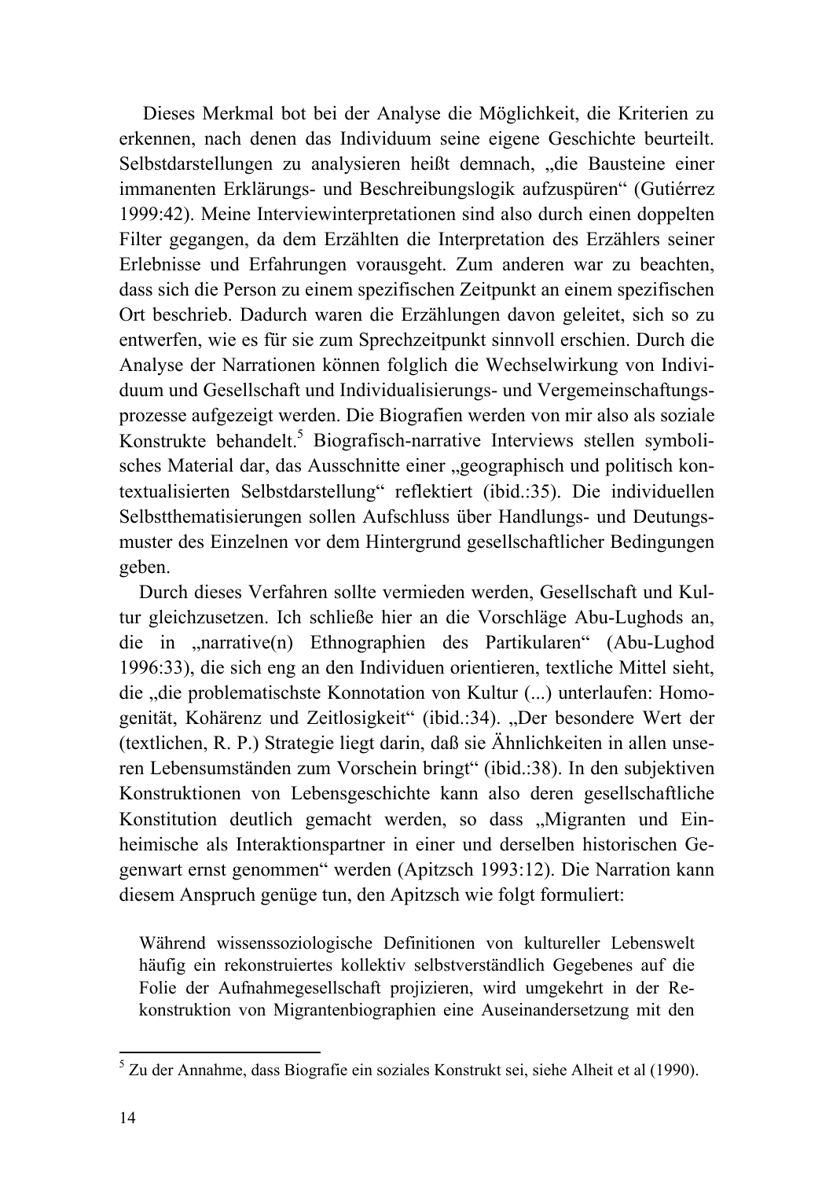Dieses Merkmal bot bei der Analyse die Möglichkeit, die Kriterien zu erkennen, nach denen das Individuum seine eigene Geschichte beurteilt. Selbstdarstellungen zu analysieren heißt demnach, „die Bausteine einer immanenten Erklärungs- und Beschreibungslogik aufzuspüren" (Gutiérrez 1999:42). Meine Interviewinterpretationen sind also durch einen doppelten Filter gegangen, da dem Erzählten die Interpretation des Erzählers seiner Erlebnisse und Erfahrungen vorausgeht. Zum anderen war zu beachten, dass sich die Person zu einem spezifischen Zeitpunkt an einem spezifischen Ort beschrieb. Dadurch waren die Erzählungen davon geleitet, sich so zu entwerfen, wie es für sie zum Sprechzeitpunkt sinnvoll erschien. Durch die Analyse der Narrationen können folglich die Wechselwirkung von Individuum und Gesellschaft und Individualisierungs- und Vergemeinschaftungsprozesse aufgezeigt werden. Die Biografien werden von mir also als soziale Konstrukte behandelt.[5] Biografisch-narrative Interviews stellen symbolisches Material dar, das Ausschnitte einer „geographisch und politisch kontextualisierten Selbstdarstellung" reflektiert (ibid.:35). Die individuellen Selbstthematisierungen sollen Aufschluss über Handlungs- und Deutungsmuster des Einzelnen vor dem Hintergrund gesellschaftlicher Bedingungen geben.

Durch dieses Verfahren sollte vermieden werden, Gesellschaft und Kultur gleichzusetzen. Ich schließe hier an die Vorschläge Abu-Lughods an, die in „narrative(n) Ethnographien des Partikularen" (Abu-Lughod 1996:33), die sich eng an den Individuen orientieren, textliche Mittel sieht, die „die problematischste Konnotation von Kultur (...) unterlaufen: Homogenität, Kohärenz und Zeitlosigkeit" (ibid.:34). „Der besondere Wert der (textlichen, R. P.) Strategie liegt darin, daß sie Ähnlichkeiten in allen unseren Lebensumständen zum Vorschein bringt" (ibid.:38). In den subjektiven Konstruktionen von Lebensgeschichte kann also deren gesellschaftliche Konstitution deutlich gemacht werden, so dass „Migranten und Einheimische als Interaktionspartner in einer und derselben historischen Gegenwart ernst genommen" werden (Apitzsch 1993:12). Die Narration kann diesem Anspruch genüge tun, den Apitzsch wie folgt formuliert:

> Während wissenssoziologische Definitionen von kultureller Lebenswelt häufig ein rekonstruiertes kollektiv selbstverständlich Gegebenes auf die Folie der Aufnahmegesellschaft projizieren, wird umgekehrt in der Rekonstruktion von Migrantenbiographien eine Auseinandersetzung mit den

---

[5] Zu der Annahme, dass Biografie ein soziales Konstrukt sei, siehe Alheit et al (1990).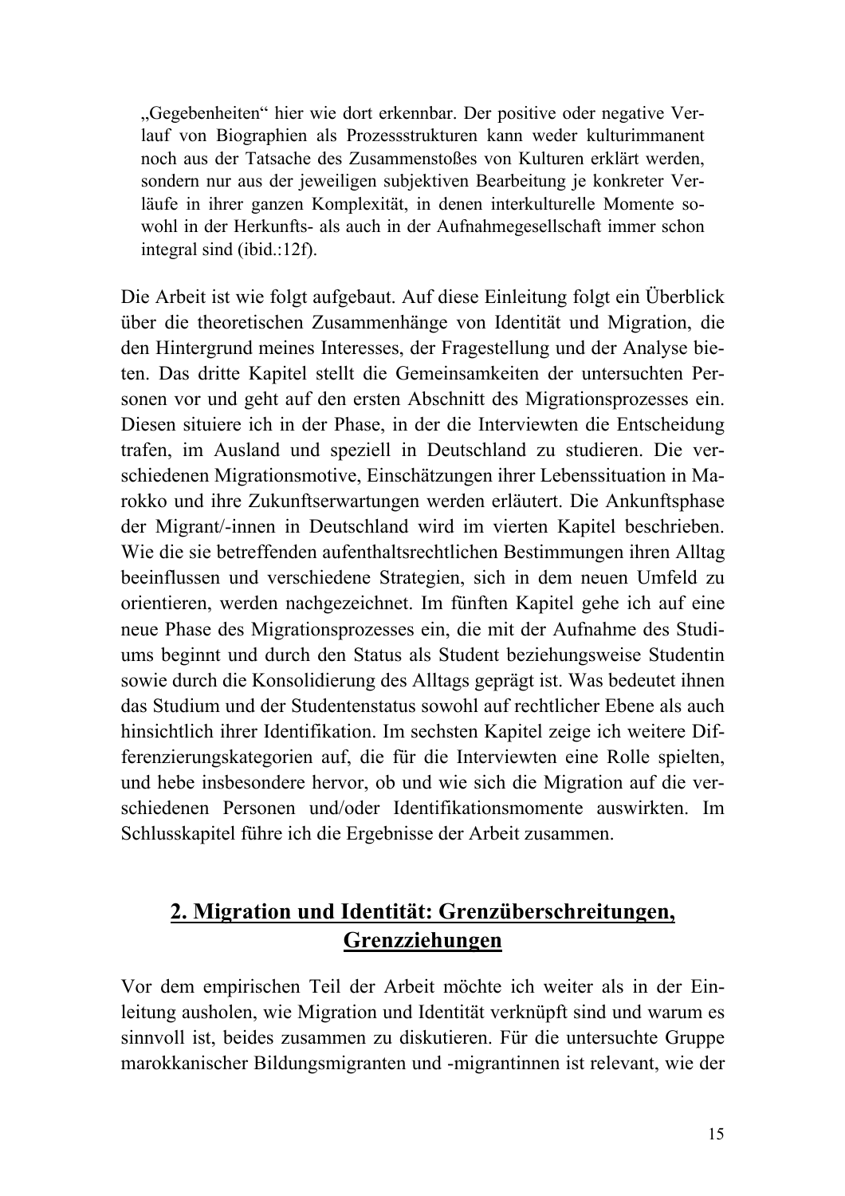> „Gegebenheiten" hier wie dort erkennbar. Der positive oder negative Verlauf von Biographien als Prozessstrukturen kann weder kulturimmanent noch aus der Tatsache des Zusammenstoßes von Kulturen erklärt werden, sondern nur aus der jeweiligen subjektiven Bearbeitung je konkreter Verläufe in ihrer ganzen Komplexität, in denen interkulturelle Momente sowohl in der Herkunfts- als auch in der Aufnahmegesellschaft immer schon integral sind (ibid.:12f).

Die Arbeit ist wie folgt aufgebaut. Auf diese Einleitung folgt ein Überblick über die theoretischen Zusammenhänge von Identität und Migration, die den Hintergrund meines Interesses, der Fragestellung und der Analyse bieten. Das dritte Kapitel stellt die Gemeinsamkeiten der untersuchten Personen vor und geht auf den ersten Abschnitt des Migrationsprozesses ein. Diesen situiere ich in der Phase, in der die Interviewten die Entscheidung trafen, im Ausland und speziell in Deutschland zu studieren. Die verschiedenen Migrationsmotive, Einschätzungen ihrer Lebenssituation in Marokko und ihre Zukunftserwartungen werden erläutert. Die Ankunftsphase der Migrant/-innen in Deutschland wird im vierten Kapitel beschrieben. Wie die sie betreffenden aufenthaltsrechtlichen Bestimmungen ihren Alltag beeinflussen und verschiedene Strategien, sich in dem neuen Umfeld zu orientieren, werden nachgezeichnet. Im fünften Kapitel gehe ich auf eine neue Phase des Migrationsprozesses ein, die mit der Aufnahme des Studiums beginnt und durch den Status als Student beziehungsweise Studentin sowie durch die Konsolidierung des Alltags geprägt ist. Was bedeutet ihnen das Studium und der Studentenstatus sowohl auf rechtlicher Ebene als auch hinsichtlich ihrer Identifikation. Im sechsten Kapitel zeige ich weitere Differenzierungskategorien auf, die für die Interviewten eine Rolle spielten, und hebe insbesondere hervor, ob und wie sich die Migration auf die verschiedenen Personen und/oder Identifikationsmomente auswirkten. Im Schlusskapitel führe ich die Ergebnisse der Arbeit zusammen.

## 2. Migration und Identität: Grenzüberschreitungen, Grenzziehungen

Vor dem empirischen Teil der Arbeit möchte ich weiter als in der Einleitung ausholen, wie Migration und Identität verknüpft sind und warum es sinnvoll ist, beides zusammen zu diskutieren. Für die untersuchte Gruppe marokkanischer Bildungsmigranten und -migrantinnen ist relevant, wie der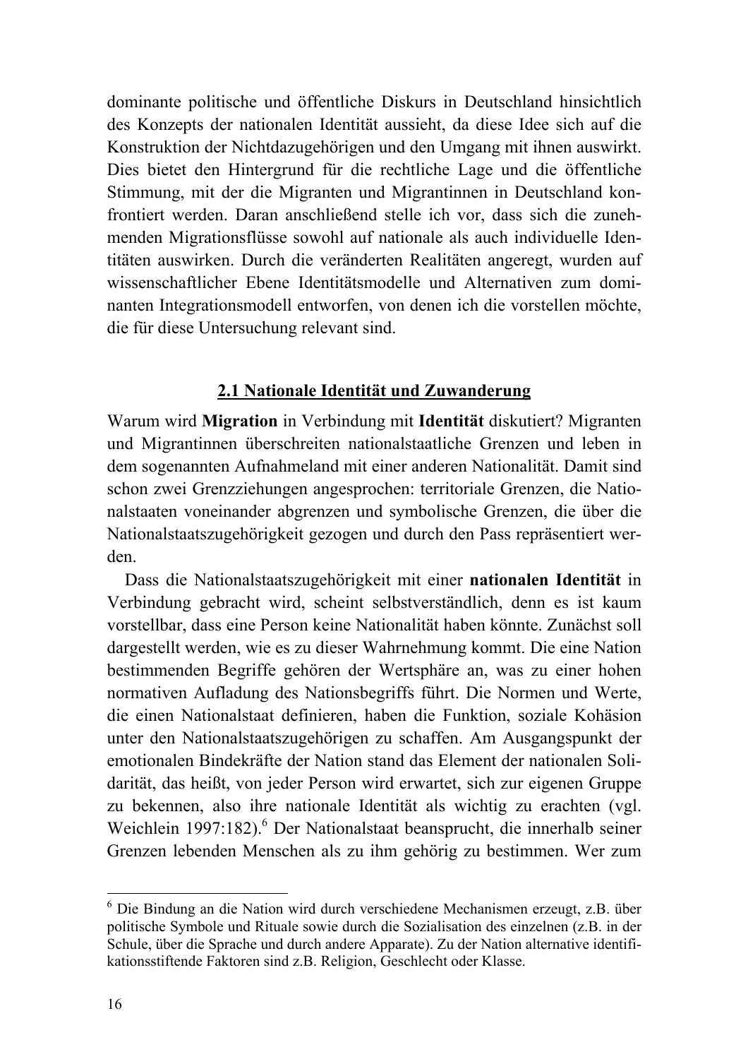dominante politische und öffentliche Diskurs in Deutschland hinsichtlich des Konzepts der nationalen Identität aussieht, da diese Idee sich auf die Konstruktion der Nichtdazugehörigen und den Umgang mit ihnen auswirkt. Dies bietet den Hintergrund für die rechtliche Lage und die öffentliche Stimmung, mit der die Migranten und Migrantinnen in Deutschland konfrontiert werden. Daran anschließend stelle ich vor, dass sich die zunehmenden Migrationsflüsse sowohl auf nationale als auch individuelle Identitäten auswirken. Durch die veränderten Realitäten angeregt, wurden auf wissenschaftlicher Ebene Identitätsmodelle und Alternativen zum dominanten Integrationsmodell entworfen, von denen ich die vorstellen möchte, die für diese Untersuchung relevant sind.

## 2.1 Nationale Identität und Zuwanderung

Warum wird **Migration** in Verbindung mit **Identität** diskutiert? Migranten und Migrantinnen überschreiten nationalstaatliche Grenzen und leben in dem sogenannten Aufnahmeland mit einer anderen Nationalität. Damit sind schon zwei Grenzziehungen angesprochen: territoriale Grenzen, die Nationalstaaten voneinander abgrenzen und symbolische Grenzen, die über die Nationalstaatszugehörigkeit gezogen und durch den Pass repräsentiert werden.

Dass die Nationalstaatszugehörigkeit mit einer **nationalen Identität** in Verbindung gebracht wird, scheint selbstverständlich, denn es ist kaum vorstellbar, dass eine Person keine Nationalität haben könnte. Zunächst soll dargestellt werden, wie es zu dieser Wahrnehmung kommt. Die eine Nation bestimmenden Begriffe gehören der Wertsphäre an, was zu einer hohen normativen Aufladung des Nationsbegriffs führt. Die Normen und Werte, die einen Nationalstaat definieren, haben die Funktion, soziale Kohäsion unter den Nationalstaatszugehörigen zu schaffen. Am Ausgangspunkt der emotionalen Bindekräfte der Nation stand das Element der nationalen Solidarität, das heißt, von jeder Person wird erwartet, sich zur eigenen Gruppe zu bekennen, also ihre nationale Identität als wichtig zu erachten (vgl. Weichlein 1997:182).[6] Der Nationalstaat beansprucht, die innerhalb seiner Grenzen lebenden Menschen als zu ihm gehörig zu bestimmen. Wer zum

---

[6] Die Bindung an die Nation wird durch verschiedene Mechanismen erzeugt, z.B. über politische Symbole und Rituale sowie durch die Sozialisation des einzelnen (z.B. in der Schule, über die Sprache und durch andere Apparate). Zu der Nation alternative identifikationsstiftende Faktoren sind z.B. Religion, Geschlecht oder Klasse.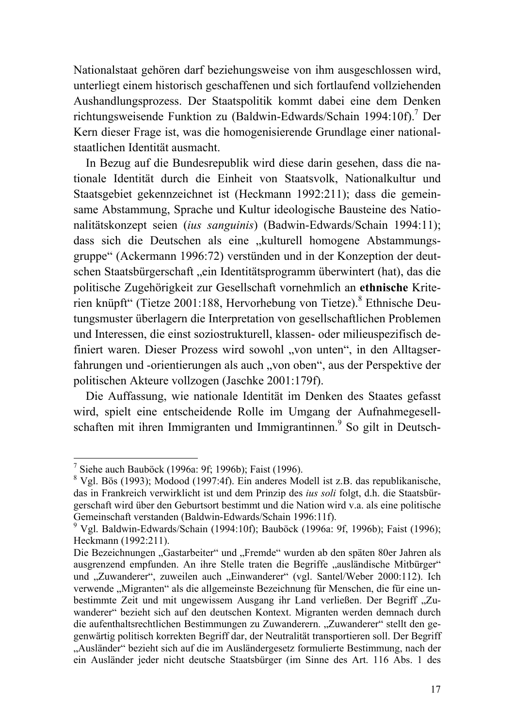Nationalstaat gehören darf beziehungsweise von ihm ausgeschlossen wird, unterliegt einem historisch geschaffenen und sich fortlaufend vollziehenden Aushandlungsprozess. Der Staatspolitik kommt dabei eine dem Denken richtungsweisende Funktion zu (Baldwin-Edwards/Schain 1994:10f).[7] Der Kern dieser Frage ist, was die homogenisierende Grundlage einer nationalstaatlichen Identität ausmacht.

In Bezug auf die Bundesrepublik wird diese darin gesehen, dass die nationale Identität durch die Einheit von Staatsvolk, Nationalkultur und Staatsgebiet gekennzeichnet ist (Heckmann 1992:211); dass die gemeinsame Abstammung, Sprache und Kultur ideologische Bausteine des Nationalitätskonzept seien (*ius sanguinis*) (Badwin-Edwards/Schain 1994:11); dass sich die Deutschen als eine „kulturell homogene Abstammungsgruppe" (Ackermann 1996:72) verstünden und in der Konzeption der deutschen Staatsbürgerschaft „ein Identitätsprogramm überwintert (hat), das die politische Zugehörigkeit zur Gesellschaft vornehmlich an **ethnische** Kriterien knüpft" (Tietze 2001:188, Hervorhebung von Tietze).[8] Ethnische Deutungsmuster überlagern die Interpretation von gesellschaftlichen Problemen und Interessen, die einst soziostrukturell, klassen- oder milieuspezifisch definiert waren. Dieser Prozess wird sowohl „von unten", in den Alltagserfahrungen und -orientierungen als auch „von oben", aus der Perspektive der politischen Akteure vollzogen (Jaschke 2001:179f).

Die Auffassung, wie nationale Identität im Denken des Staates gefasst wird, spielt eine entscheidende Rolle im Umgang der Aufnahmegesellschaften mit ihren Immigranten und Immigrantinnen.[9] So gilt in Deutsch-

---

[7] Siehe auch Bauböck (1996a: 9f; 1996b); Faist (1996).

[8] Vgl. Bös (1993); Modood (1997:4f). Ein anderes Modell ist z.B. das republikanische, das in Frankreich verwirklicht ist und dem Prinzip des *ius soli* folgt, d.h. die Staatsbürgerschaft wird über den Geburtsort bestimmt und die Nation wird v.a. als eine politische Gemeinschaft verstanden (Baldwin-Edwards/Schain 1996:11f).

[9] Vgl. Baldwin-Edwards/Schain (1994:10f); Bauböck (1996a: 9f, 1996b); Faist (1996); Heckmann (1992:211).

Die Bezeichnungen „Gastarbeiter" und „Fremde" wurden ab den späten 80er Jahren als ausgrenzend empfunden. An ihre Stelle traten die Begriffe „ausländische Mitbürger" und „Zuwanderer", zuweilen auch „Einwanderer" (vgl. Santel/Weber 2000:112). Ich verwende „Migranten" als die allgemeinste Bezeichnung für Menschen, die für eine unbestimmte Zeit und mit ungewissem Ausgang ihr Land verließen. Der Begriff „Zuwanderer" bezieht sich auf den deutschen Kontext. Migranten werden demnach durch die aufenthaltsrechtlichen Bestimmungen zu Zuwanderern. „Zuwanderer" stellt den gegenwärtig politisch korrekten Begriff dar, der Neutralität transportieren soll. Der Begriff „Ausländer" bezieht sich auf die im Ausländergesetz formulierte Bestimmung, nach der ein Ausländer jeder nicht deutsche Staatsbürger (im Sinne des Art. 116 Abs. 1 des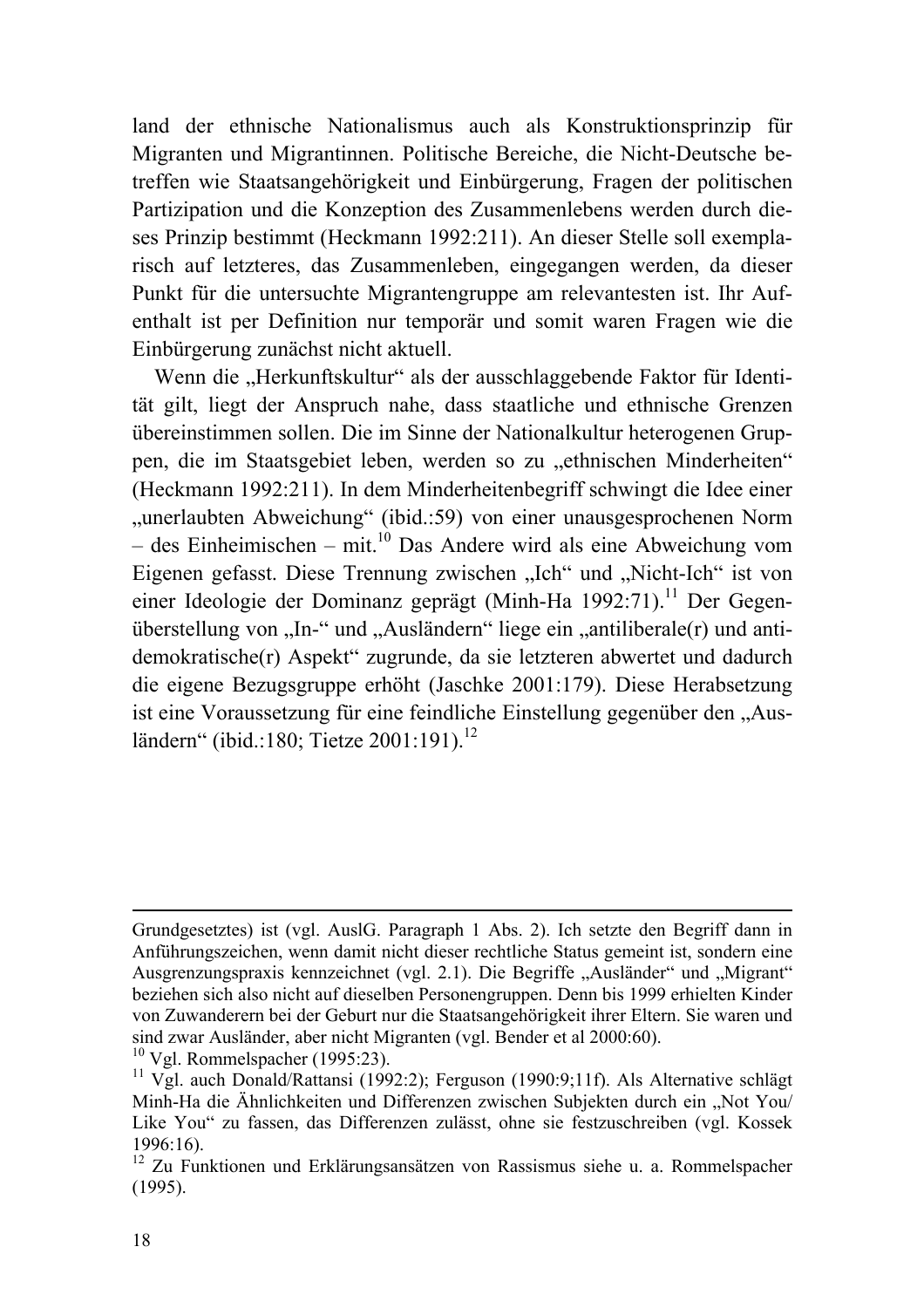land der ethnische Nationalismus auch als Konstruktionsprinzip für Migranten und Migrantinnen. Politische Bereiche, die Nicht-Deutsche betreffen wie Staatsangehörigkeit und Einbürgerung, Fragen der politischen Partizipation und die Konzeption des Zusammenlebens werden durch dieses Prinzip bestimmt (Heckmann 1992:211). An dieser Stelle soll exemplarisch auf letzteres, das Zusammenleben, eingegangen werden, da dieser Punkt für die untersuchte Migrantengruppe am relevantesten ist. Ihr Aufenthalt ist per Definition nur temporär und somit waren Fragen wie die Einbürgerung zunächst nicht aktuell.

Wenn die „Herkunftskultur" als der ausschlaggebende Faktor für Identität gilt, liegt der Anspruch nahe, dass staatliche und ethnische Grenzen übereinstimmen sollen. Die im Sinne der Nationalkultur heterogenen Gruppen, die im Staatsgebiet leben, werden so zu „ethnischen Minderheiten" (Heckmann 1992:211). In dem Minderheitenbegriff schwingt die Idee einer „unerlaubten Abweichung" (ibid.:59) von einer unausgesprochenen Norm – des Einheimischen – mit.[10] Das Andere wird als eine Abweichung vom Eigenen gefasst. Diese Trennung zwischen „Ich" und „Nicht-Ich" ist von einer Ideologie der Dominanz geprägt (Minh-Ha 1992:71).[11] Der Gegenüberstellung von „In-" und „Ausländern" liege ein „antiliberale(r) und antidemokratische(r) Aspekt" zugrunde, da sie letzteren abwertet und dadurch die eigene Bezugsgruppe erhöht (Jaschke 2001:179). Diese Herabsetzung ist eine Voraussetzung für eine feindliche Einstellung gegenüber den „Ausländern" (ibid.:180; Tietze 2001:191).[12]

---

Grundgesetztes) ist (vgl. AuslG. Paragraph 1 Abs. 2). Ich setzte den Begriff dann in Anführungszeichen, wenn damit nicht dieser rechtliche Status gemeint ist, sondern eine Ausgrenzungspraxis kennzeichnet (vgl. 2.1). Die Begriffe „Ausländer" und „Migrant" beziehen sich also nicht auf dieselben Personengruppen. Denn bis 1999 erhielten Kinder von Zuwanderern bei der Geburt nur die Staatsangehörigkeit ihrer Eltern. Sie waren und sind zwar Ausländer, aber nicht Migranten (vgl. Bender et al 2000:60).

[10] Vgl. Rommelspacher (1995:23).

[11] Vgl. auch Donald/Rattansi (1992:2); Ferguson (1990:9;11f). Als Alternative schlägt Minh-Ha die Ähnlichkeiten und Differenzen zwischen Subjekten durch ein „Not You/ Like You" zu fassen, das Differenzen zulässt, ohne sie festzuschreiben (vgl. Kossek 1996:16).

[12] Zu Funktionen und Erklärungsansätzen von Rassismus siehe u. a. Rommelspacher (1995).